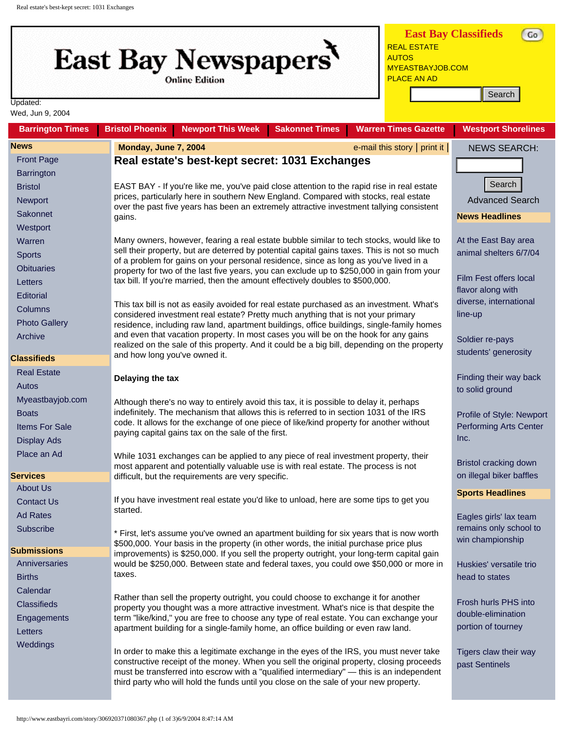# East Bay Newspapers

Online Edition

Updated: Wed, Jun 9, 2004

**East Bay Classifieds**

REAL ESTATE
AUTOS
MYEASTBAYJOB.COM
PLACE AN AD

Barrington Times | Bristol Phoenix | Newport This Week | Sakonnet Times | Warren Times Gazette | Westport Shorelines

**News**

- Front Page
- Barrington
- Bristol
- Newport
- Sakonnet
- Westport
- Warren
- Sports
- Obituaries
- Letters
- Editorial
- Columns
- Photo Gallery
- Archive

**Classifieds**

- Real Estate
- Autos
- Myeastbayjob.com
- Boats
- Items For Sale
- Display Ads
- Place an Ad

**Services**

- About Us
- Contact Us
- Ad Rates
- Subscribe

**Submissions**

- Anniversaries
- Births
- Calendar
- Classifieds
- Engagements
- Letters
- Weddings

**Monday, June 7, 2004** — e-mail this story | print it |

## Real estate's best-kept secret: 1031 Exchanges

EAST BAY - If you're like me, you've paid close attention to the rapid rise in real estate prices, particularly here in southern New England. Compared with stocks, real estate over the past five years has been an extremely attractive investment tallying consistent gains.

Many owners, however, fearing a real estate bubble similar to tech stocks, would like to sell their property, but are deterred by potential capital gains taxes. This is not so much of a problem for gains on your personal residence, since as long as you've lived in a property for two of the last five years, you can exclude up to $250,000 in gain from your tax bill. If you're married, then the amount effectively doubles to $500,000.

This tax bill is not as easily avoided for real estate purchased as an investment. What's considered investment real estate? Pretty much anything that is not your primary residence, including raw land, apartment buildings, office buildings, single-family homes and even that vacation property. In most cases you will be on the hook for any gains realized on the sale of this property. And it could be a big bill, depending on the property and how long you've owned it.

**Delaying the tax**

Although there's no way to entirely avoid this tax, it is possible to delay it, perhaps indefinitely. The mechanism that allows this is referred to in section 1031 of the IRS code. It allows for the exchange of one piece of like/kind property for another without paying capital gains tax on the sale of the first.

While 1031 exchanges can be applied to any piece of real investment property, their most apparent and potentially valuable use is with real estate. The process is not difficult, but the requirements are very specific.

If you have investment real estate you'd like to unload, here are some tips to get you started.

* First, let's assume you've owned an apartment building for six years that is now worth $500,000. Your basis in the property (in other words, the initial purchase price plus improvements) is $250,000. If you sell the property outright, your long-term capital gain would be $250,000. Between state and federal taxes, you could owe $50,000 or more in taxes.

Rather than sell the property outright, you could choose to exchange it for another property you thought was a more attractive investment. What's nice is that despite the term "like/kind," you are free to choose any type of real estate. You can exchange your apartment building for a single-family home, an office building or even raw land.

In order to make this a legitimate exchange in the eyes of the IRS, you must never take constructive receipt of the money. When you sell the original property, closing proceeds must be transferred into escrow with a "qualified intermediary" — this is an independent third party who will hold the funds until you close on the sale of your new property.

NEWS SEARCH:

Advanced Search

**News Headlines**

- At the East Bay area animal shelters 6/7/04
- Film Fest offers local flavor along with diverse, international line-up
- Soldier re-pays students' generosity
- Finding their way back to solid ground
- Profile of Style: Newport Performing Arts Center Inc.
- Bristol cracking down on illegal biker baffles

**Sports Headlines**

- Eagles girls' lax team remains only school to win championship
- Huskies' versatile trio head to states
- Frosh hurls PHS into double-elimination portion of tourney
- Tigers claw their way past Sentinels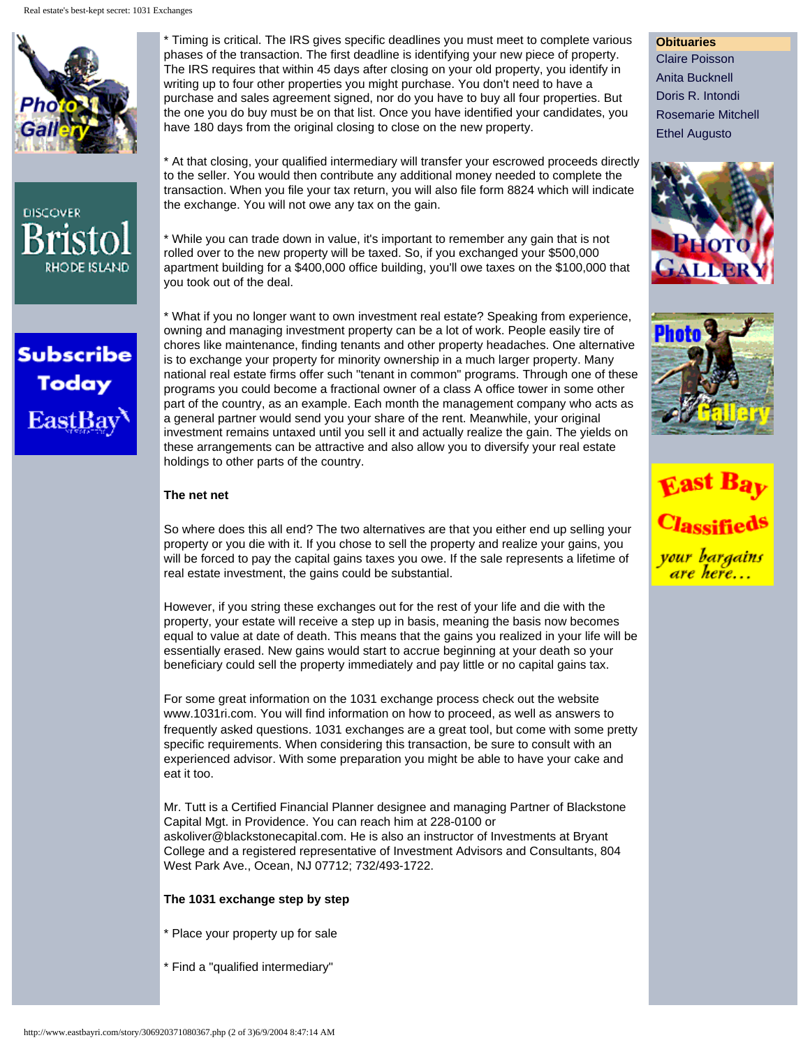* Timing is critical. The IRS gives specific deadlines you must meet to complete various phases of the transaction. The first deadline is identifying your new piece of property. The IRS requires that within 45 days after closing on your old property, you identify in writing up to four other properties you might purchase. You don't need to have a purchase and sales agreement signed, nor do you have to buy all four properties. But the one you do buy must be on that list. Once you have identified your candidates, you have 180 days from the original closing to close on the new property.

* At that closing, your qualified intermediary will transfer your escrowed proceeds directly to the seller. You would then contribute any additional money needed to complete the transaction. When you file your tax return, you will also file form 8824 which will indicate the exchange. You will not owe any tax on the gain.

* While you can trade down in value, it's important to remember any gain that is not rolled over to the new property will be taxed. So, if you exchanged your $500,000 apartment building for a $400,000 office building, you'll owe taxes on the $100,000 that you took out of the deal.

* What if you no longer want to own investment real estate? Speaking from experience, owning and managing investment property can be a lot of work. People easily tire of chores like maintenance, finding tenants and other property headaches. One alternative is to exchange your property for minority ownership in a much larger property. Many national real estate firms offer such "tenant in common" programs. Through one of these programs you could become a fractional owner of a class A office tower in some other part of the country, as an example. Each month the management company who acts as a general partner would send you your share of the rent. Meanwhile, your original investment remains untaxed until you sell it and actually realize the gain. The yields on these arrangements can be attractive and also allow you to diversify your real estate holdings to other parts of the country.

**The net net**

So where does this all end? The two alternatives are that you either end up selling your property or you die with it. If you chose to sell the property and realize your gains, you will be forced to pay the capital gains taxes you owe. If the sale represents a lifetime of real estate investment, the gains could be substantial.

However, if you string these exchanges out for the rest of your life and die with the property, your estate will receive a step up in basis, meaning the basis now becomes equal to value at date of death. This means that the gains you realized in your life will be essentially erased. New gains would start to accrue beginning at your death so your beneficiary could sell the property immediately and pay little or no capital gains tax.

For some great information on the 1031 exchange process check out the website www.1031ri.com. You will find information on how to proceed, as well as answers to frequently asked questions. 1031 exchanges are a great tool, but come with some pretty specific requirements. When considering this transaction, be sure to consult with an experienced advisor. With some preparation you might be able to have your cake and eat it too.

Mr. Tutt is a Certified Financial Planner designee and managing Partner of Blackstone Capital Mgt. in Providence. You can reach him at 228-0100 or askoliver@blackstonecapital.com. He is also an instructor of Investments at Bryant College and a registered representative of Investment Advisors and Consultants, 804 West Park Ave., Ocean, NJ 07712; 732/493-1722.

**The 1031 exchange step by step**

* Place your property up for sale

* Find a "qualified intermediary"

**Obituaries**

Claire Poisson
Anita Bucknell
Doris R. Intondi
Rosemarie Mitchell
Ethel Augusto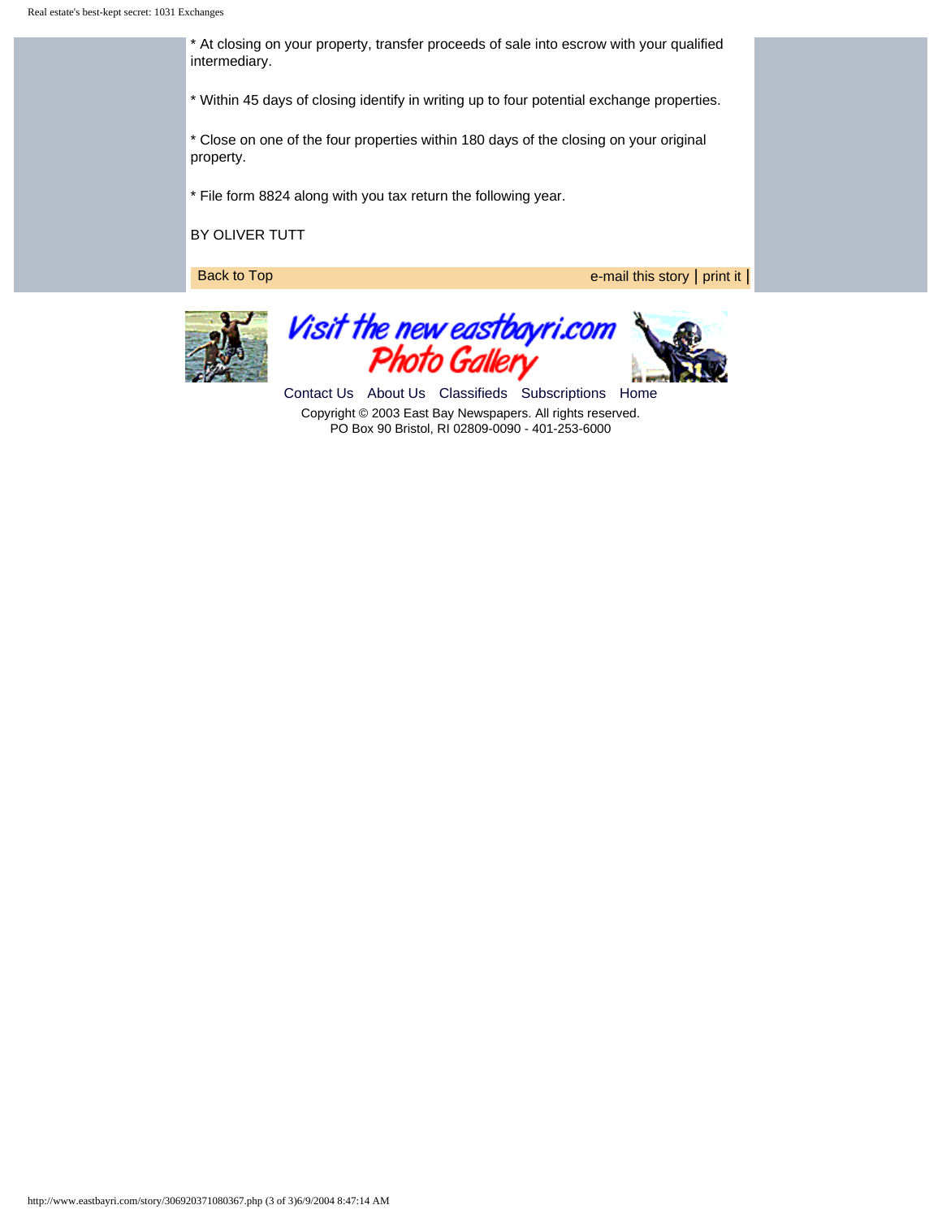* At closing on your property, transfer proceeds of sale into escrow with your qualified intermediary.

* Within 45 days of closing identify in writing up to four potential exchange properties.

* Close on one of the four properties within 180 days of the closing on your original property.

* File form 8824 along with you tax return the following year.

BY OLIVER TUTT

Back to Top | e-mail this story | print it |

Contact Us About Us Classifieds Subscriptions Home

Copyright © 2003 East Bay Newspapers. All rights reserved.
PO Box 90 Bristol, RI 02809-0090 - 401-253-6000